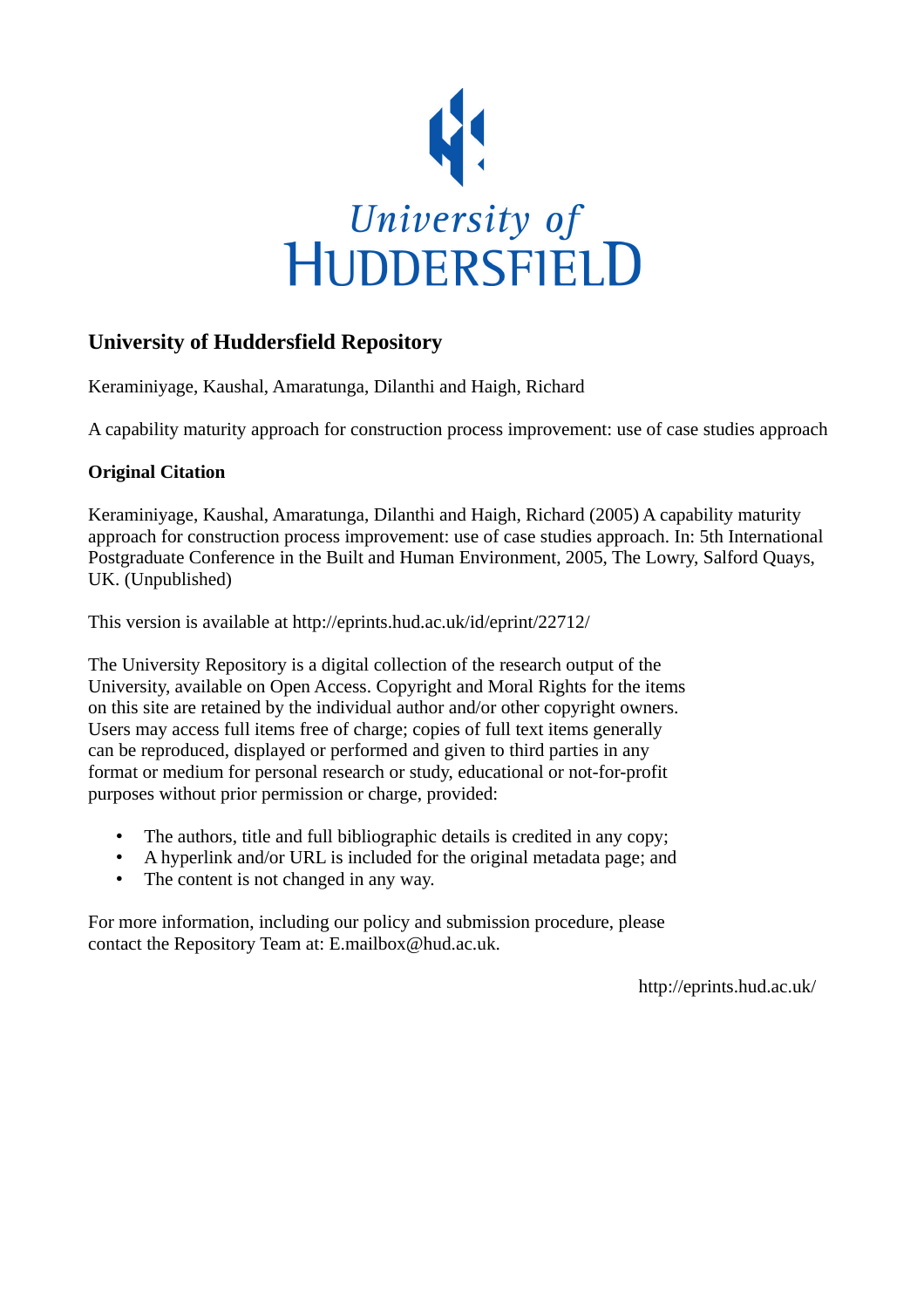University of HUDDERSFIELD

## University of Huddersfield Repository

Keraminiyage, Kaushal, Amaratunga, Dilanthi and Haigh, Richard

A capability maturity approach for construction process improvement: use of case studies approach

### Original Citation

Keraminiyage, Kaushal, Amaratunga, Dilanthi and Haigh, Richard (2005) A capability maturity approach for construction process improvement: use of case studies approach. In: 5th International Postgraduate Conference in the Built and Human Environment, 2005, The Lowry, Salford Quays, UK. (Unpublished)

This version is available at http://eprints.hud.ac.uk/id/eprint/22712/

The University Repository is a digital collection of the research output of the University, available on Open Access. Copyright and Moral Rights for the items on this site are retained by the individual author and/or other copyright owners. Users may access full items free of charge; copies of full text items generally can be reproduced, displayed or performed and given to third parties in any format or medium for personal research or study, educational or not-for-profit purposes without prior permission or charge, provided:

- The authors, title and full bibliographic details is credited in any copy;
- A hyperlink and/or URL is included for the original metadata page; and
- The content is not changed in any way.

For more information, including our policy and submission procedure, please contact the Repository Team at: E.mailbox@hud.ac.uk.

http://eprints.hud.ac.uk/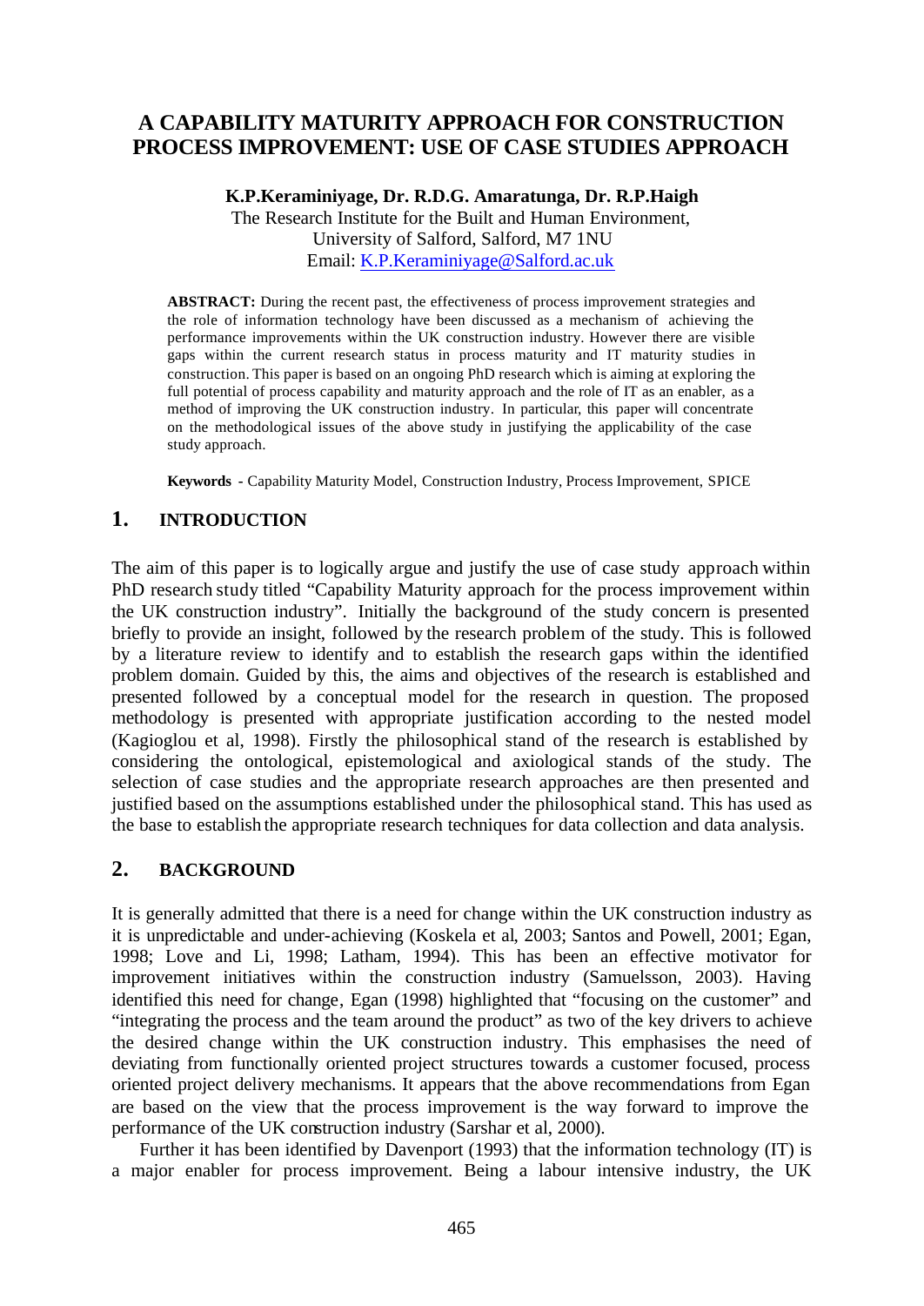# A CAPABILITY MATURITY APPROACH FOR CONSTRUCTION PROCESS IMPROVEMENT: USE OF CASE STUDIES APPROACH

**K.P.Keraminiyage, Dr. R.D.G. Amaratunga, Dr. R.P.Haigh**

The Research Institute for the Built and Human Environment,
University of Salford, Salford, M7 1NU
Email: K.P.Keraminiyage@Salford.ac.uk

**ABSTRACT:** During the recent past, the effectiveness of process improvement strategies and the role of information technology have been discussed as a mechanism of achieving the performance improvements within the UK construction industry. However there are visible gaps within the current research status in process maturity and IT maturity studies in construction. This paper is based on an ongoing PhD research which is aiming at exploring the full potential of process capability and maturity approach and the role of IT as an enabler, as a method of improving the UK construction industry. In particular, this paper will concentrate on the methodological issues of the above study in justifying the applicability of the case study approach.

**Keywords** - Capability Maturity Model, Construction Industry, Process Improvement, SPICE

## 1. INTRODUCTION

The aim of this paper is to logically argue and justify the use of case study approach within PhD research study titled "Capability Maturity approach for the process improvement within the UK construction industry". Initially the background of the study concern is presented briefly to provide an insight, followed by the research problem of the study. This is followed by a literature review to identify and to establish the research gaps within the identified problem domain. Guided by this, the aims and objectives of the research is established and presented followed by a conceptual model for the research in question. The proposed methodology is presented with appropriate justification according to the nested model (Kagioglou et al, 1998). Firstly the philosophical stand of the research is established by considering the ontological, epistemological and axiological stands of the study. The selection of case studies and the appropriate research approaches are then presented and justified based on the assumptions established under the philosophical stand. This has used as the base to establish the appropriate research techniques for data collection and data analysis.

## 2. BACKGROUND

It is generally admitted that there is a need for change within the UK construction industry as it is unpredictable and under-achieving (Koskela et al, 2003; Santos and Powell, 2001; Egan, 1998; Love and Li, 1998; Latham, 1994). This has been an effective motivator for improvement initiatives within the construction industry (Samuelsson, 2003). Having identified this need for change, Egan (1998) highlighted that "focusing on the customer" and "integrating the process and the team around the product" as two of the key drivers to achieve the desired change within the UK construction industry. This emphasises the need of deviating from functionally oriented project structures towards a customer focused, process oriented project delivery mechanisms. It appears that the above recommendations from Egan are based on the view that the process improvement is the way forward to improve the performance of the UK construction industry (Sarshar et al, 2000).

Further it has been identified by Davenport (1993) that the information technology (IT) is a major enabler for process improvement. Being a labour intensive industry, the UK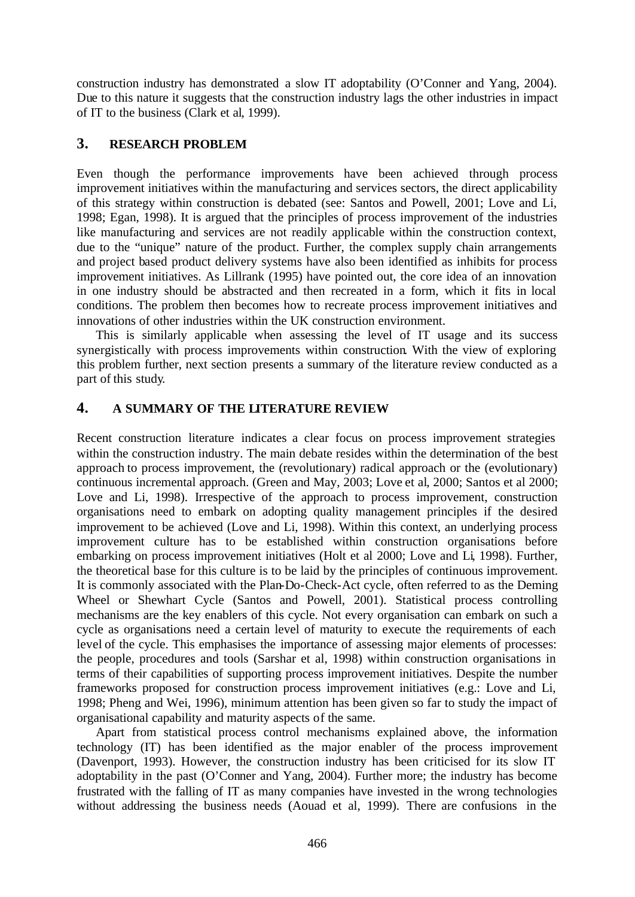construction industry has demonstrated a slow IT adoptability (O'Conner and Yang, 2004). Due to this nature it suggests that the construction industry lags the other industries in impact of IT to the business (Clark et al, 1999).

## 3. RESEARCH PROBLEM

Even though the performance improvements have been achieved through process improvement initiatives within the manufacturing and services sectors, the direct applicability of this strategy within construction is debated (see: Santos and Powell, 2001; Love and Li, 1998; Egan, 1998). It is argued that the principles of process improvement of the industries like manufacturing and services are not readily applicable within the construction context, due to the "unique" nature of the product. Further, the complex supply chain arrangements and project based product delivery systems have also been identified as inhibits for process improvement initiatives. As Lillrank (1995) have pointed out, the core idea of an innovation in one industry should be abstracted and then recreated in a form, which it fits in local conditions. The problem then becomes how to recreate process improvement initiatives and innovations of other industries within the UK construction environment.

This is similarly applicable when assessing the level of IT usage and its success synergistically with process improvements within construction. With the view of exploring this problem further, next section presents a summary of the literature review conducted as a part of this study.

## 4. A SUMMARY OF THE LITERATURE REVIEW

Recent construction literature indicates a clear focus on process improvement strategies within the construction industry. The main debate resides within the determination of the best approach to process improvement, the (revolutionary) radical approach or the (evolutionary) continuous incremental approach. (Green and May, 2003; Love et al, 2000; Santos et al 2000; Love and Li, 1998). Irrespective of the approach to process improvement, construction organisations need to embark on adopting quality management principles if the desired improvement to be achieved (Love and Li, 1998). Within this context, an underlying process improvement culture has to be established within construction organisations before embarking on process improvement initiatives (Holt et al 2000; Love and Li, 1998). Further, the theoretical base for this culture is to be laid by the principles of continuous improvement. It is commonly associated with the Plan-Do-Check-Act cycle, often referred to as the Deming Wheel or Shewhart Cycle (Santos and Powell, 2001). Statistical process controlling mechanisms are the key enablers of this cycle. Not every organisation can embark on such a cycle as organisations need a certain level of maturity to execute the requirements of each level of the cycle. This emphasises the importance of assessing major elements of processes: the people, procedures and tools (Sarshar et al, 1998) within construction organisations in terms of their capabilities of supporting process improvement initiatives. Despite the number frameworks proposed for construction process improvement initiatives (e.g.: Love and Li, 1998; Pheng and Wei, 1996), minimum attention has been given so far to study the impact of organisational capability and maturity aspects of the same.

Apart from statistical process control mechanisms explained above, the information technology (IT) has been identified as the major enabler of the process improvement (Davenport, 1993). However, the construction industry has been criticised for its slow IT adoptability in the past (O'Conner and Yang, 2004). Further more; the industry has become frustrated with the falling of IT as many companies have invested in the wrong technologies without addressing the business needs (Aouad et al, 1999). There are confusions in the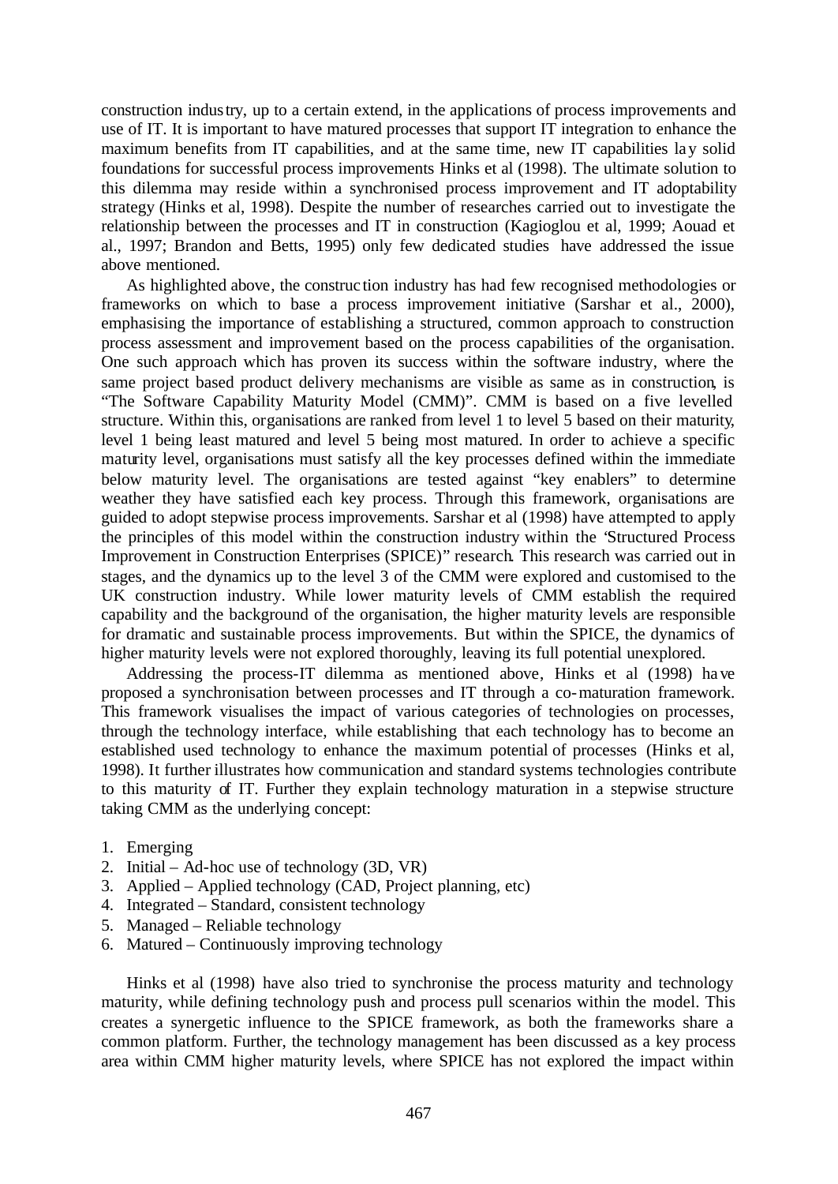construction industry, up to a certain extend, in the applications of process improvements and use of IT. It is important to have matured processes that support IT integration to enhance the maximum benefits from IT capabilities, and at the same time, new IT capabilities lay solid foundations for successful process improvements Hinks et al (1998). The ultimate solution to this dilemma may reside within a synchronised process improvement and IT adoptability strategy (Hinks et al, 1998). Despite the number of researches carried out to investigate the relationship between the processes and IT in construction (Kagioglou et al, 1999; Aouad et al., 1997; Brandon and Betts, 1995) only few dedicated studies have addressed the issue above mentioned.

As highlighted above, the construction industry has had few recognised methodologies or frameworks on which to base a process improvement initiative (Sarshar et al., 2000), emphasising the importance of establishing a structured, common approach to construction process assessment and improvement based on the process capabilities of the organisation. One such approach which has proven its success within the software industry, where the same project based product delivery mechanisms are visible as same as in construction, is "The Software Capability Maturity Model (CMM)". CMM is based on a five levelled structure. Within this, organisations are ranked from level 1 to level 5 based on their maturity, level 1 being least matured and level 5 being most matured. In order to achieve a specific maturity level, organisations must satisfy all the key processes defined within the immediate below maturity level. The organisations are tested against "key enablers" to determine weather they have satisfied each key process. Through this framework, organisations are guided to adopt stepwise process improvements. Sarshar et al (1998) have attempted to apply the principles of this model within the construction industry within the 'Structured Process Improvement in Construction Enterprises (SPICE)" research. This research was carried out in stages, and the dynamics up to the level 3 of the CMM were explored and customised to the UK construction industry. While lower maturity levels of CMM establish the required capability and the background of the organisation, the higher maturity levels are responsible for dramatic and sustainable process improvements. But within the SPICE, the dynamics of higher maturity levels were not explored thoroughly, leaving its full potential unexplored.

Addressing the process-IT dilemma as mentioned above, Hinks et al (1998) have proposed a synchronisation between processes and IT through a co-maturation framework. This framework visualises the impact of various categories of technologies on processes, through the technology interface, while establishing that each technology has to become an established used technology to enhance the maximum potential of processes (Hinks et al, 1998). It further illustrates how communication and standard systems technologies contribute to this maturity of IT. Further they explain technology maturation in a stepwise structure taking CMM as the underlying concept:

1. Emerging
2. Initial – Ad-hoc use of technology (3D, VR)
3. Applied – Applied technology (CAD, Project planning, etc)
4. Integrated – Standard, consistent technology
5. Managed – Reliable technology
6. Matured – Continuously improving technology

Hinks et al (1998) have also tried to synchronise the process maturity and technology maturity, while defining technology push and process pull scenarios within the model. This creates a synergetic influence to the SPICE framework, as both the frameworks share a common platform. Further, the technology management has been discussed as a key process area within CMM higher maturity levels, where SPICE has not explored the impact within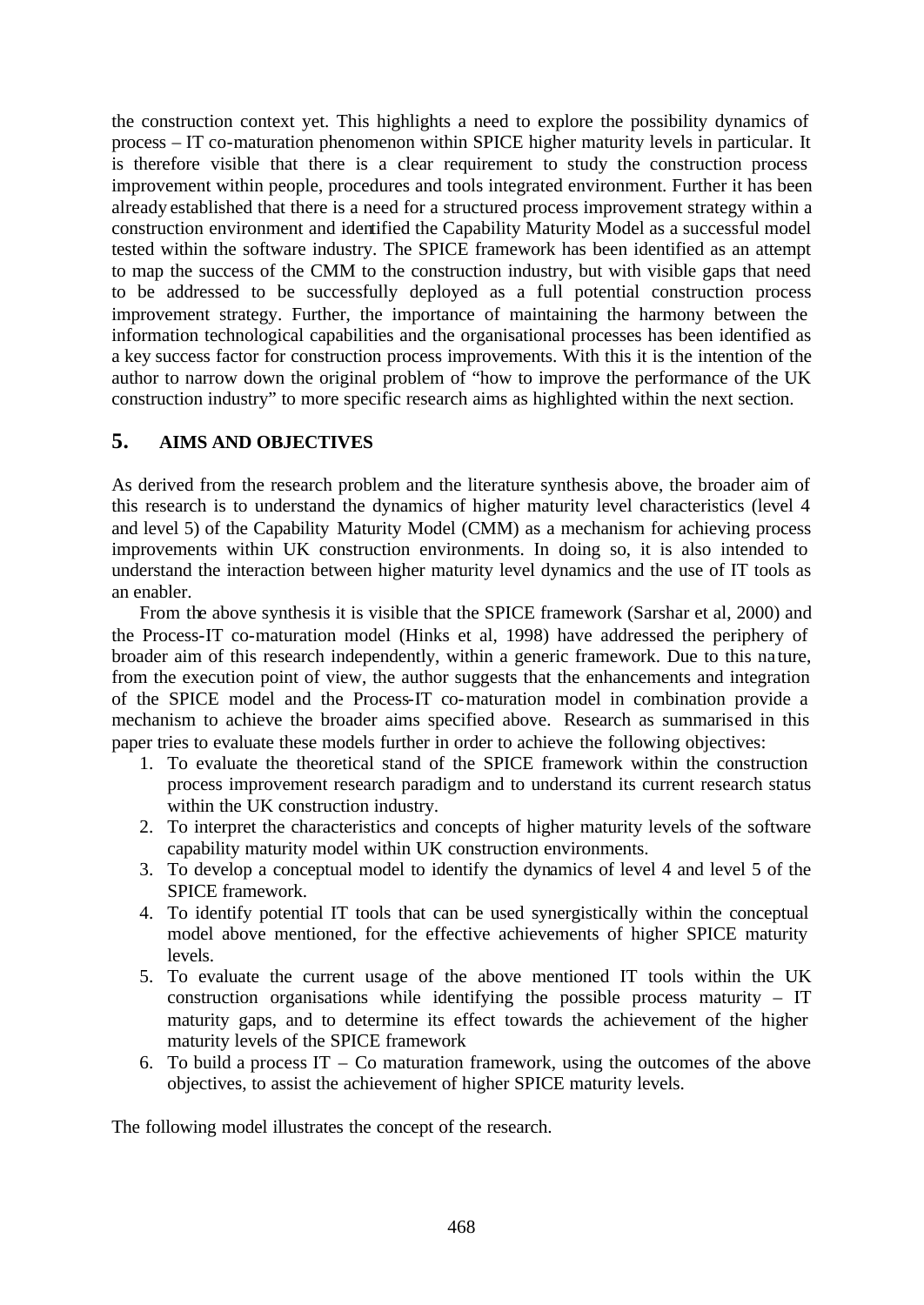the construction context yet. This highlights a need to explore the possibility dynamics of process – IT co-maturation phenomenon within SPICE higher maturity levels in particular. It is therefore visible that there is a clear requirement to study the construction process improvement within people, procedures and tools integrated environment. Further it has been already established that there is a need for a structured process improvement strategy within a construction environment and identified the Capability Maturity Model as a successful model tested within the software industry. The SPICE framework has been identified as an attempt to map the success of the CMM to the construction industry, but with visible gaps that need to be addressed to be successfully deployed as a full potential construction process improvement strategy. Further, the importance of maintaining the harmony between the information technological capabilities and the organisational processes has been identified as a key success factor for construction process improvements. With this it is the intention of the author to narrow down the original problem of "how to improve the performance of the UK construction industry" to more specific research aims as highlighted within the next section.

## 5. AIMS AND OBJECTIVES

As derived from the research problem and the literature synthesis above, the broader aim of this research is to understand the dynamics of higher maturity level characteristics (level 4 and level 5) of the Capability Maturity Model (CMM) as a mechanism for achieving process improvements within UK construction environments. In doing so, it is also intended to understand the interaction between higher maturity level dynamics and the use of IT tools as an enabler.

From the above synthesis it is visible that the SPICE framework (Sarshar et al, 2000) and the Process-IT co-maturation model (Hinks et al, 1998) have addressed the periphery of broader aim of this research independently, within a generic framework. Due to this nature, from the execution point of view, the author suggests that the enhancements and integration of the SPICE model and the Process-IT co-maturation model in combination provide a mechanism to achieve the broader aims specified above. Research as summarised in this paper tries to evaluate these models further in order to achieve the following objectives:

1. To evaluate the theoretical stand of the SPICE framework within the construction process improvement research paradigm and to understand its current research status within the UK construction industry.
2. To interpret the characteristics and concepts of higher maturity levels of the software capability maturity model within UK construction environments.
3. To develop a conceptual model to identify the dynamics of level 4 and level 5 of the SPICE framework.
4. To identify potential IT tools that can be used synergistically within the conceptual model above mentioned, for the effective achievements of higher SPICE maturity levels.
5. To evaluate the current usage of the above mentioned IT tools within the UK construction organisations while identifying the possible process maturity – IT maturity gaps, and to determine its effect towards the achievement of the higher maturity levels of the SPICE framework
6. To build a process IT – Co maturation framework, using the outcomes of the above objectives, to assist the achievement of higher SPICE maturity levels.

The following model illustrates the concept of the research.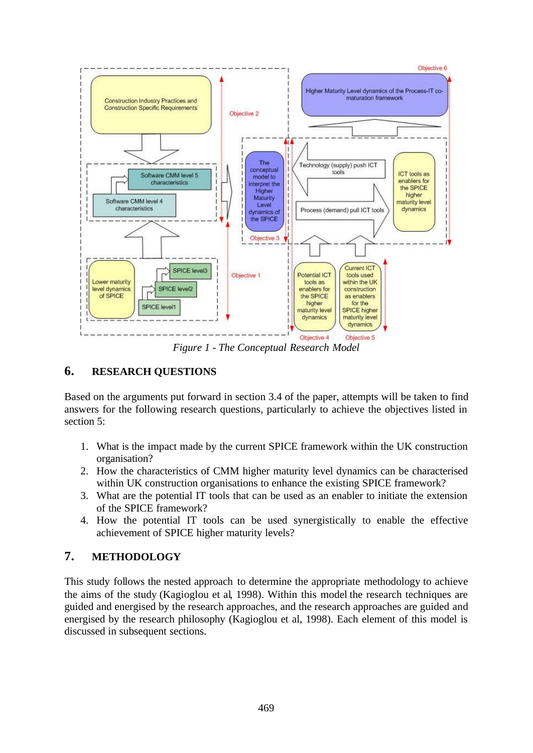*Figure 1 - The Conceptual Research Model*

## 6. RESEARCH QUESTIONS

Based on the arguments put forward in section 3.4 of the paper, attempts will be taken to find answers for the following research questions, particularly to achieve the objectives listed in section 5:

1. What is the impact made by the current SPICE framework within the UK construction organisation?
2. How the characteristics of CMM higher maturity level dynamics can be characterised within UK construction organisations to enhance the existing SPICE framework?
3. What are the potential IT tools that can be used as an enabler to initiate the extension of the SPICE framework?
4. How the potential IT tools can be used synergistically to enable the effective achievement of SPICE higher maturity levels?

## 7. METHODOLOGY

This study follows the nested approach to determine the appropriate methodology to achieve the aims of the study (Kagioglou et al, 1998). Within this model the research techniques are guided and energised by the research approaches, and the research approaches are guided and energised by the research philosophy (Kagioglou et al, 1998). Each element of this model is discussed in subsequent sections.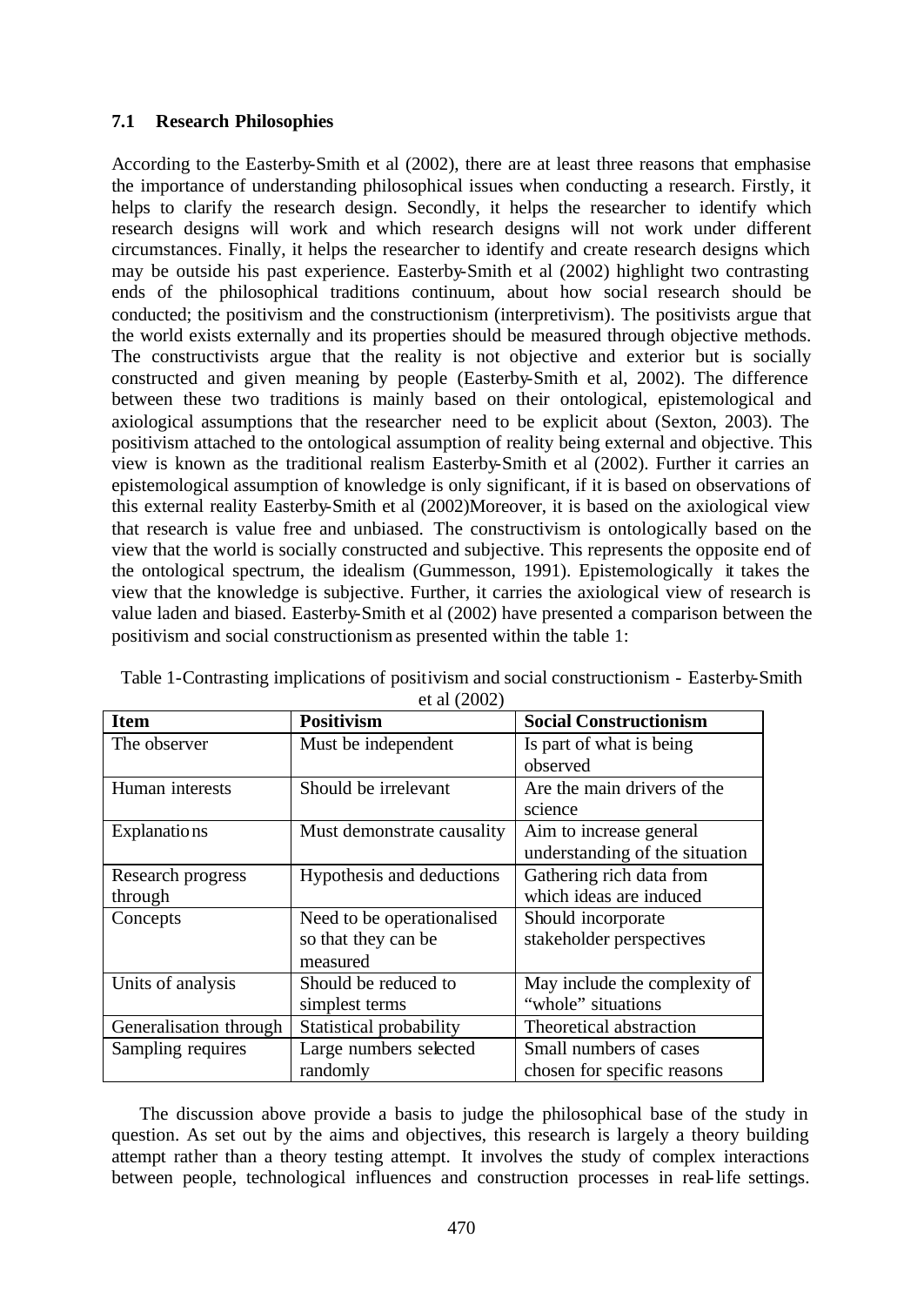### 7.1 Research Philosophies

According to the Easterby-Smith et al (2002), there are at least three reasons that emphasise the importance of understanding philosophical issues when conducting a research. Firstly, it helps to clarify the research design. Secondly, it helps the researcher to identify which research designs will work and which research designs will not work under different circumstances. Finally, it helps the researcher to identify and create research designs which may be outside his past experience. Easterby-Smith et al (2002) highlight two contrasting ends of the philosophical traditions continuum, about how social research should be conducted; the positivism and the constructionism (interpretivism). The positivists argue that the world exists externally and its properties should be measured through objective methods. The constructivists argue that the reality is not objective and exterior but is socially constructed and given meaning by people (Easterby-Smith et al, 2002). The difference between these two traditions is mainly based on their ontological, epistemological and axiological assumptions that the researcher need to be explicit about (Sexton, 2003). The positivism attached to the ontological assumption of reality being external and objective. This view is known as the traditional realism Easterby-Smith et al (2002). Further it carries an epistemological assumption of knowledge is only significant, if it is based on observations of this external reality Easterby-Smith et al (2002)Moreover, it is based on the axiological view that research is value free and unbiased. The constructivism is ontologically based on the view that the world is socially constructed and subjective. This represents the opposite end of the ontological spectrum, the idealism (Gummesson, 1991). Epistemologically it takes the view that the knowledge is subjective. Further, it carries the axiological view of research is value laden and biased. Easterby-Smith et al (2002) have presented a comparison between the positivism and social constructionism as presented within the table 1:

Table 1-Contrasting implications of positivism and social constructionism - Easterby-Smith et al (2002)

| Item | Positivism | Social Constructionism |
|---|---|---|
| The observer | Must be independent | Is part of what is being observed |
| Human interests | Should be irrelevant | Are the main drivers of the science |
| Explanations | Must demonstrate causality | Aim to increase general understanding of the situation |
| Research progress through | Hypothesis and deductions | Gathering rich data from which ideas are induced |
| Concepts | Need to be operationalised so that they can be measured | Should incorporate stakeholder perspectives |
| Units of analysis | Should be reduced to simplest terms | May include the complexity of "whole" situations |
| Generalisation through | Statistical probability | Theoretical abstraction |
| Sampling requires | Large numbers selected randomly | Small numbers of cases chosen for specific reasons |

The discussion above provide a basis to judge the philosophical base of the study in question. As set out by the aims and objectives, this research is largely a theory building attempt rather than a theory testing attempt. It involves the study of complex interactions between people, technological influences and construction processes in real-life settings.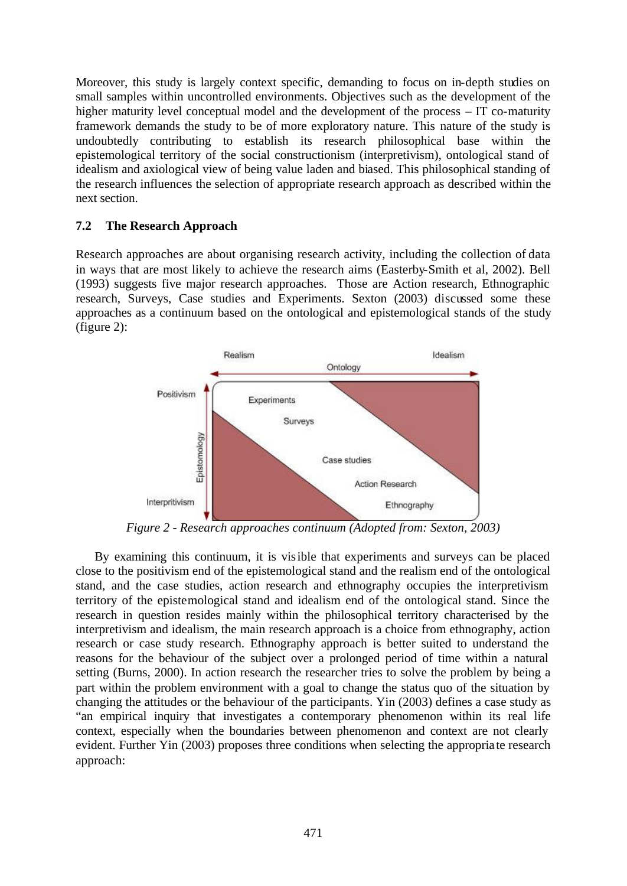Moreover, this study is largely context specific, demanding to focus on in-depth studies on small samples within uncontrolled environments. Objectives such as the development of the higher maturity level conceptual model and the development of the process – IT co-maturity framework demands the study to be of more exploratory nature. This nature of the study is undoubtedly contributing to establish its research philosophical base within the epistemological territory of the social constructionism (interpretivism), ontological stand of idealism and axiological view of being value laden and biased. This philosophical standing of the research influences the selection of appropriate research approach as described within the next section.

### 7.2 The Research Approach

Research approaches are about organising research activity, including the collection of data in ways that are most likely to achieve the research aims (Easterby-Smith et al, 2002). Bell (1993) suggests five major research approaches. Those are Action research, Ethnographic research, Surveys, Case studies and Experiments. Sexton (2003) discussed some these approaches as a continuum based on the ontological and epistemological stands of the study (figure 2):

*Figure 2 - Research approaches continuum (Adopted from: Sexton, 2003)*

By examining this continuum, it is visible that experiments and surveys can be placed close to the positivism end of the epistemological stand and the realism end of the ontological stand, and the case studies, action research and ethnography occupies the interpretivism territory of the epistemological stand and idealism end of the ontological stand. Since the research in question resides mainly within the philosophical territory characterised by the interpretivism and idealism, the main research approach is a choice from ethnography, action research or case study research. Ethnography approach is better suited to understand the reasons for the behaviour of the subject over a prolonged period of time within a natural setting (Burns, 2000). In action research the researcher tries to solve the problem by being a part within the problem environment with a goal to change the status quo of the situation by changing the attitudes or the behaviour of the participants. Yin (2003) defines a case study as "an empirical inquiry that investigates a contemporary phenomenon within its real life context, especially when the boundaries between phenomenon and context are not clearly evident. Further Yin (2003) proposes three conditions when selecting the appropriate research approach: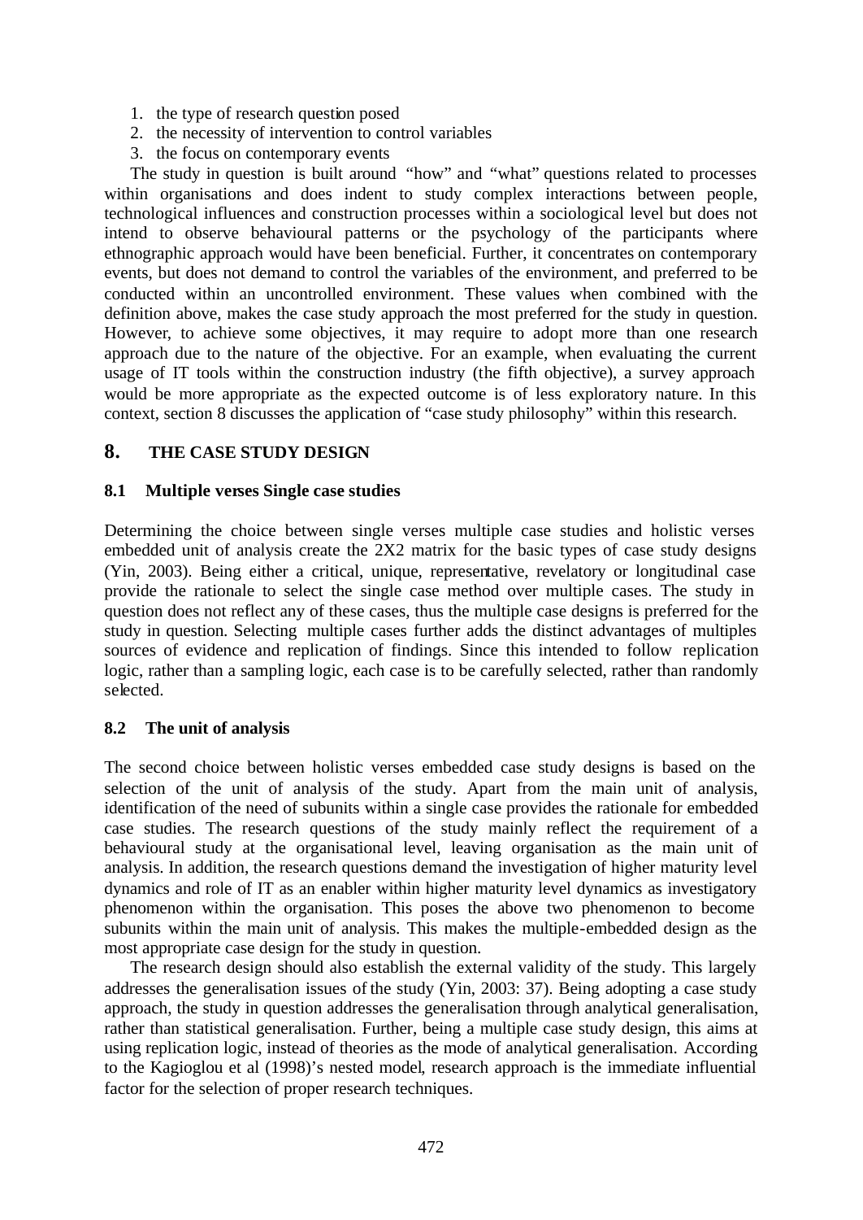1. the type of research question posed
2. the necessity of intervention to control variables
3. the focus on contemporary events

The study in question is built around "how" and "what" questions related to processes within organisations and does indent to study complex interactions between people, technological influences and construction processes within a sociological level but does not intend to observe behavioural patterns or the psychology of the participants where ethnographic approach would have been beneficial. Further, it concentrates on contemporary events, but does not demand to control the variables of the environment, and preferred to be conducted within an uncontrolled environment. These values when combined with the definition above, makes the case study approach the most preferred for the study in question. However, to achieve some objectives, it may require to adopt more than one research approach due to the nature of the objective. For an example, when evaluating the current usage of IT tools within the construction industry (the fifth objective), a survey approach would be more appropriate as the expected outcome is of less exploratory nature. In this context, section 8 discusses the application of "case study philosophy" within this research.

## 8. THE CASE STUDY DESIGN

### 8.1 Multiple verses Single case studies

Determining the choice between single verses multiple case studies and holistic verses embedded unit of analysis create the 2X2 matrix for the basic types of case study designs (Yin, 2003). Being either a critical, unique, representative, revelatory or longitudinal case provide the rationale to select the single case method over multiple cases. The study in question does not reflect any of these cases, thus the multiple case designs is preferred for the study in question. Selecting multiple cases further adds the distinct advantages of multiples sources of evidence and replication of findings. Since this intended to follow replication logic, rather than a sampling logic, each case is to be carefully selected, rather than randomly selected.

### 8.2 The unit of analysis

The second choice between holistic verses embedded case study designs is based on the selection of the unit of analysis of the study. Apart from the main unit of analysis, identification of the need of subunits within a single case provides the rationale for embedded case studies. The research questions of the study mainly reflect the requirement of a behavioural study at the organisational level, leaving organisation as the main unit of analysis. In addition, the research questions demand the investigation of higher maturity level dynamics and role of IT as an enabler within higher maturity level dynamics as investigatory phenomenon within the organisation. This poses the above two phenomenon to become subunits within the main unit of analysis. This makes the multiple-embedded design as the most appropriate case design for the study in question.

The research design should also establish the external validity of the study. This largely addresses the generalisation issues of the study (Yin, 2003: 37). Being adopting a case study approach, the study in question addresses the generalisation through analytical generalisation, rather than statistical generalisation. Further, being a multiple case study design, this aims at using replication logic, instead of theories as the mode of analytical generalisation. According to the Kagioglou et al (1998)'s nested model, research approach is the immediate influential factor for the selection of proper research techniques.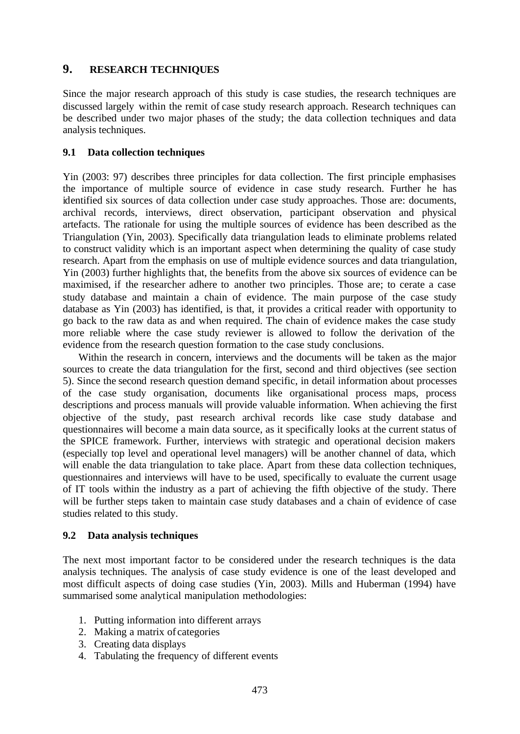## 9. RESEARCH TECHNIQUES

Since the major research approach of this study is case studies, the research techniques are discussed largely within the remit of case study research approach. Research techniques can be described under two major phases of the study; the data collection techniques and data analysis techniques.

### 9.1 Data collection techniques

Yin (2003: 97) describes three principles for data collection. The first principle emphasises the importance of multiple source of evidence in case study research. Further he has identified six sources of data collection under case study approaches. Those are: documents, archival records, interviews, direct observation, participant observation and physical artefacts. The rationale for using the multiple sources of evidence has been described as the Triangulation (Yin, 2003). Specifically data triangulation leads to eliminate problems related to construct validity which is an important aspect when determining the quality of case study research. Apart from the emphasis on use of multiple evidence sources and data triangulation, Yin (2003) further highlights that, the benefits from the above six sources of evidence can be maximised, if the researcher adhere to another two principles. Those are; to cerate a case study database and maintain a chain of evidence. The main purpose of the case study database as Yin (2003) has identified, is that, it provides a critical reader with opportunity to go back to the raw data as and when required. The chain of evidence makes the case study more reliable where the case study reviewer is allowed to follow the derivation of the evidence from the research question formation to the case study conclusions.

Within the research in concern, interviews and the documents will be taken as the major sources to create the data triangulation for the first, second and third objectives (see section 5). Since the second research question demand specific, in detail information about processes of the case study organisation, documents like organisational process maps, process descriptions and process manuals will provide valuable information. When achieving the first objective of the study, past research archival records like case study database and questionnaires will become a main data source, as it specifically looks at the current status of the SPICE framework. Further, interviews with strategic and operational decision makers (especially top level and operational level managers) will be another channel of data, which will enable the data triangulation to take place. Apart from these data collection techniques, questionnaires and interviews will have to be used, specifically to evaluate the current usage of IT tools within the industry as a part of achieving the fifth objective of the study. There will be further steps taken to maintain case study databases and a chain of evidence of case studies related to this study.

### 9.2 Data analysis techniques

The next most important factor to be considered under the research techniques is the data analysis techniques. The analysis of case study evidence is one of the least developed and most difficult aspects of doing case studies (Yin, 2003). Mills and Huberman (1994) have summarised some analytical manipulation methodologies:

1. Putting information into different arrays
2. Making a matrix of categories
3. Creating data displays
4. Tabulating the frequency of different events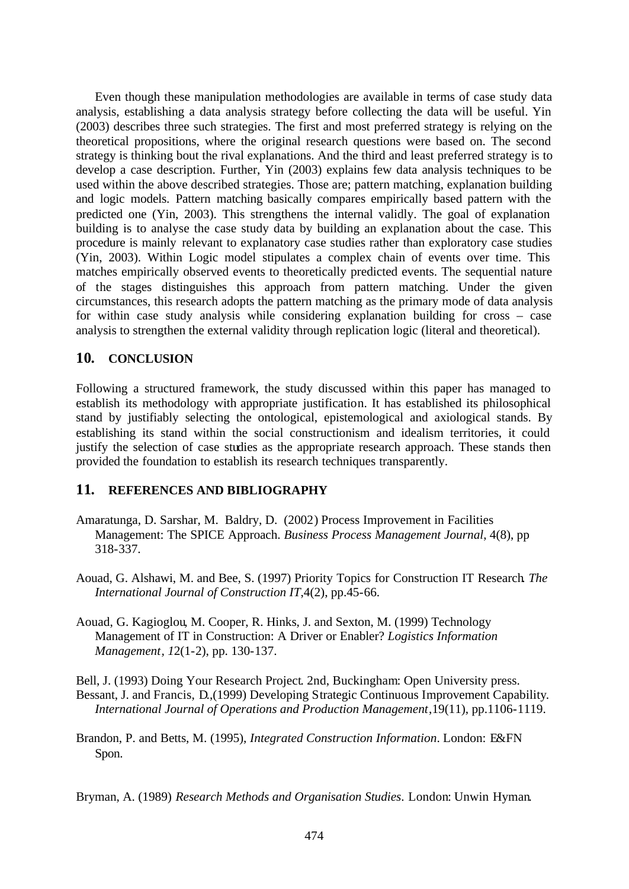Even though these manipulation methodologies are available in terms of case study data analysis, establishing a data analysis strategy before collecting the data will be useful. Yin (2003) describes three such strategies. The first and most preferred strategy is relying on the theoretical propositions, where the original research questions were based on. The second strategy is thinking bout the rival explanations. And the third and least preferred strategy is to develop a case description. Further, Yin (2003) explains few data analysis techniques to be used within the above described strategies. Those are; pattern matching, explanation building and logic models. Pattern matching basically compares empirically based pattern with the predicted one (Yin, 2003). This strengthens the internal validly. The goal of explanation building is to analyse the case study data by building an explanation about the case. This procedure is mainly relevant to explanatory case studies rather than exploratory case studies (Yin, 2003). Within Logic model stipulates a complex chain of events over time. This matches empirically observed events to theoretically predicted events. The sequential nature of the stages distinguishes this approach from pattern matching. Under the given circumstances, this research adopts the pattern matching as the primary mode of data analysis for within case study analysis while considering explanation building for cross – case analysis to strengthen the external validity through replication logic (literal and theoretical).

## 10. CONCLUSION

Following a structured framework, the study discussed within this paper has managed to establish its methodology with appropriate justification. It has established its philosophical stand by justifiably selecting the ontological, epistemological and axiological stands. By establishing its stand within the social constructionism and idealism territories, it could justify the selection of case studies as the appropriate research approach. These stands then provided the foundation to establish its research techniques transparently.

## 11. REFERENCES AND BIBLIOGRAPHY

Amaratunga, D. Sarshar, M. Baldry, D. (2002) Process Improvement in Facilities Management: The SPICE Approach. *Business Process Management Journal*, 4(8), pp 318-337.

Aouad, G. Alshawi, M. and Bee, S. (1997) Priority Topics for Construction IT Research. *The International Journal of Construction IT*,4(2), pp.45-66.

Aouad, G. Kagioglou, M. Cooper, R. Hinks, J. and Sexton, M. (1999) Technology Management of IT in Construction: A Driver or Enabler? *Logistics Information Management*, *1*2(1-2), pp. 130-137.

Bell, J. (1993) Doing Your Research Project. 2nd, Buckingham: Open University press.

Bessant, J. and Francis, D.,(1999) Developing Strategic Continuous Improvement Capability. *International Journal of Operations and Production Management*,19(11), pp.1106-1119.

Brandon, P. and Betts, M. (1995), *Integrated Construction Information*. London: E&FN Spon.

Bryman, A. (1989) *Research Methods and Organisation Studies*. London: Unwin Hyman.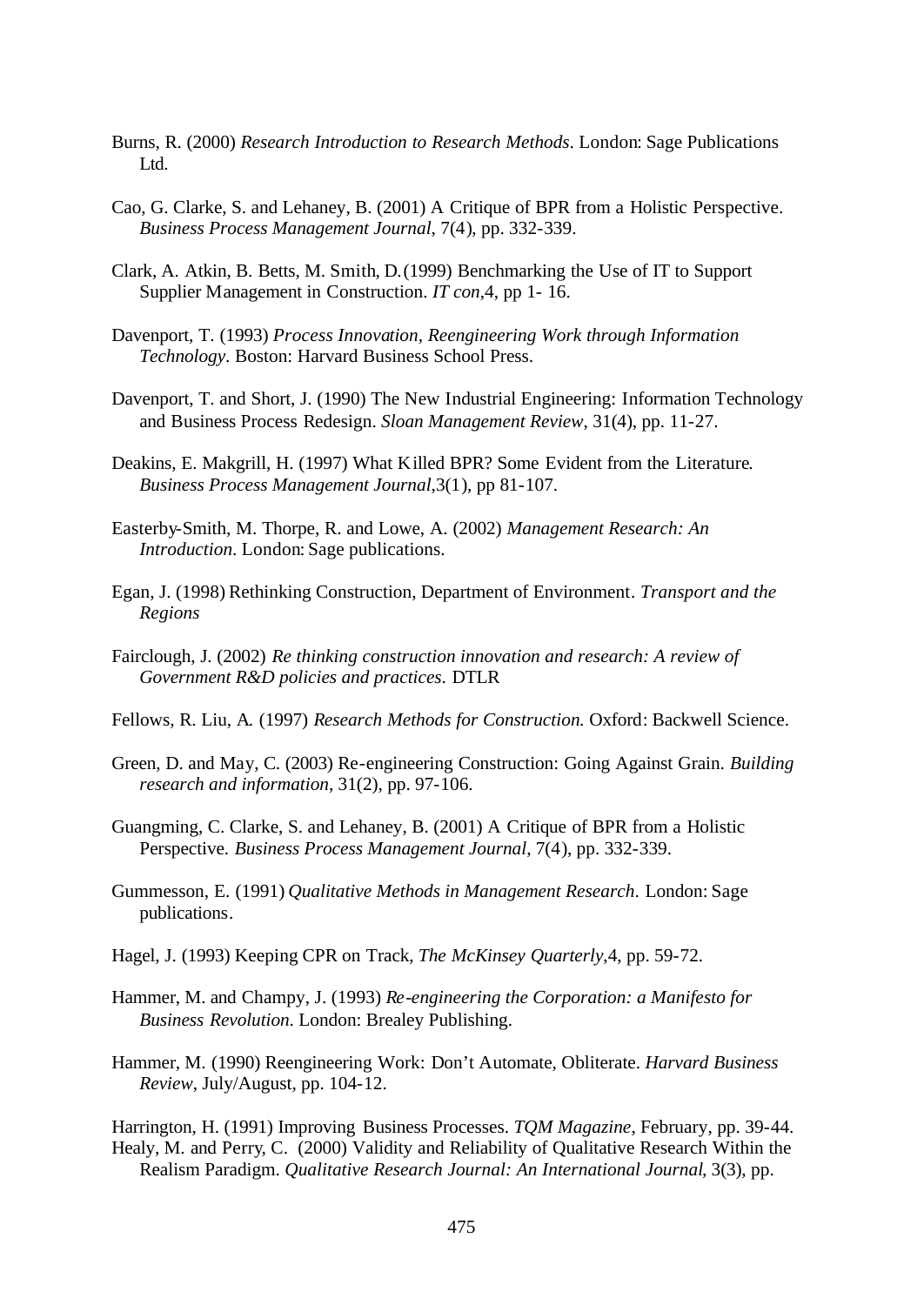Burns, R. (2000) *Research Introduction to Research Methods*. London: Sage Publications Ltd.

Cao, G. Clarke, S. and Lehaney, B. (2001) A Critique of BPR from a Holistic Perspective. *Business Process Management Journal*, 7(4), pp. 332-339.

Clark, A. Atkin, B. Betts, M. Smith, D.(1999) Benchmarking the Use of IT to Support Supplier Management in Construction. *IT con*,4, pp 1- 16.

Davenport, T. (1993) *Process Innovation, Reengineering Work through Information Technology*. Boston: Harvard Business School Press.

Davenport, T. and Short, J. (1990) The New Industrial Engineering: Information Technology and Business Process Redesign. *Sloan Management Review*, 31(4), pp. 11-27.

Deakins, E. Makgrill, H. (1997) What Killed BPR? Some Evident from the Literature. *Business Process Management Journal*,3(1), pp 81-107.

Easterby-Smith, M. Thorpe, R. and Lowe, A. (2002) *Management Research: An Introduction*. London: Sage publications.

Egan, J. (1998) Rethinking Construction, Department of Environment. *Transport and the Regions*

Fairclough, J. (2002) *Re thinking construction innovation and research: A review of Government R&D policies and practices.* DTLR

Fellows, R. Liu, A. (1997) *Research Methods for Construction.* Oxford: Backwell Science.

Green, D. and May, C. (2003) Re-engineering Construction: Going Against Grain. *Building research and information*, 31(2), pp. 97-106.

Guangming, C. Clarke, S. and Lehaney, B. (2001) A Critique of BPR from a Holistic Perspective. *Business Process Management Journal*, 7(4), pp. 332-339.

Gummesson, E. (1991) *Qualitative Methods in Management Research*. London: Sage publications.

Hagel, J. (1993) Keeping CPR on Track, *The McKinsey Quarterly*,4, pp. 59-72.

Hammer, M. and Champy, J. (1993) *Re-engineering the Corporation: a Manifesto for Business Revolution*. London: Brealey Publishing.

Hammer, M. (1990) Reengineering Work: Don't Automate, Obliterate. *Harvard Business Review*, July/August, pp. 104-12.

Harrington, H. (1991) Improving Business Processes. *TQM Magazine*, February, pp. 39-44.

Healy, M. and Perry, C. (2000) Validity and Reliability of Qualitative Research Within the Realism Paradigm. *Qualitative Research Journal: An International Journal*, 3(3), pp.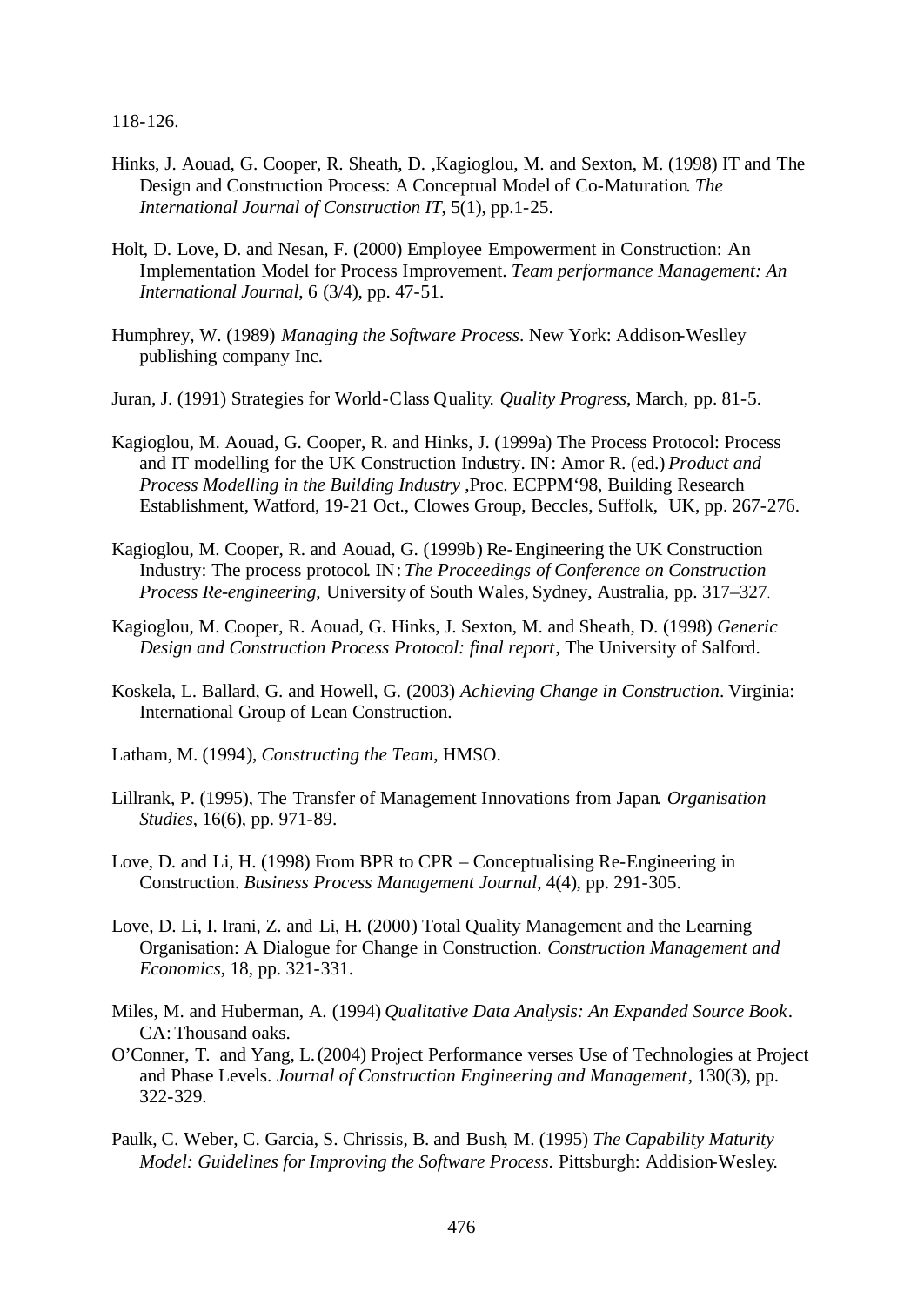118-126.

Hinks, J. Aouad, G. Cooper, R. Sheath, D. ,Kagioglou, M. and Sexton, M. (1998) IT and The Design and Construction Process: A Conceptual Model of Co-Maturation. *The International Journal of Construction IT*, 5(1), pp.1-25.

Holt, D. Love, D. and Nesan, F. (2000) Employee Empowerment in Construction: An Implementation Model for Process Improvement. *Team performance Management: An International Journal*, 6 (3/4), pp. 47-51.

Humphrey, W. (1989) *Managing the Software Process*. New York: Addison-Weslley publishing company Inc.

Juran, J. (1991) Strategies for World-Class Quality. *Quality Progress*, March, pp. 81-5.

Kagioglou, M. Aouad, G. Cooper, R. and Hinks, J. (1999a) The Process Protocol: Process and IT modelling for the UK Construction Industry. IN: Amor R. (ed.) *Product and Process Modelling in the Building Industry* ,Proc. ECPPM'98, Building Research Establishment, Watford, 19-21 Oct., Clowes Group, Beccles, Suffolk, UK, pp. 267-276.

Kagioglou, M. Cooper, R. and Aouad, G. (1999b) Re-Engineering the UK Construction Industry: The process protocol. IN: *The Proceedings of Conference on Construction Process Re-engineering,* University of South Wales, Sydney, Australia, pp. 317–327.

Kagioglou, M. Cooper, R. Aouad, G. Hinks, J. Sexton, M. and Sheath, D. (1998) *Generic Design and Construction Process Protocol: final report*, The University of Salford.

Koskela, L. Ballard, G. and Howell, G. (2003) *Achieving Change in Construction*. Virginia: International Group of Lean Construction.

Latham, M. (1994), *Constructing the Team,* HMSO.

Lillrank, P. (1995), The Transfer of Management Innovations from Japan. *Organisation Studies*, 16(6), pp. 971-89.

Love, D. and Li, H. (1998) From BPR to CPR – Conceptualising Re-Engineering in Construction. *Business Process Management Journal*, 4(4), pp. 291-305.

Love, D. Li, I. Irani, Z. and Li, H. (2000) Total Quality Management and the Learning Organisation: A Dialogue for Change in Construction. *Construction Management and Economics*, 18, pp. 321-331.

Miles, M. and Huberman, A. (1994) *Qualitative Data Analysis: An Expanded Source Book*. CA: Thousand oaks.

O'Conner, T. and Yang, L. (2004) Project Performance verses Use of Technologies at Project and Phase Levels. *Journal of Construction Engineering and Management*, 130(3), pp. 322-329.

Paulk, C. Weber, C. Garcia, S. Chrissis, B. and Bush, M. (1995) *The Capability Maturity Model: Guidelines for Improving the Software Process*. Pittsburgh: Addision-Wesley.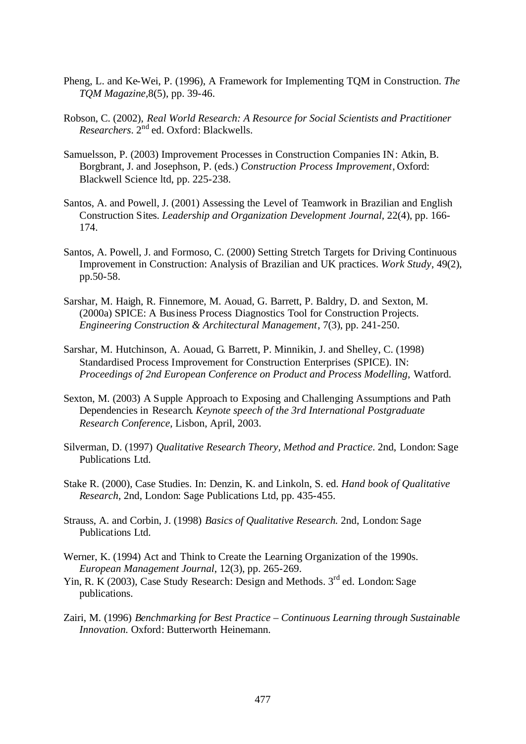Pheng, L. and Ke-Wei, P. (1996), A Framework for Implementing TQM in Construction. *The TQM Magazine*,8(5), pp. 39-46.

Robson, C. (2002), *Real World Research: A Resource for Social Scientists and Practitioner Researchers*. 2nd ed. Oxford: Blackwells.

Samuelsson, P. (2003) Improvement Processes in Construction Companies IN: Atkin, B. Borgbrant, J. and Josephson, P. (eds.) *Construction Process Improvement*, Oxford: Blackwell Science ltd, pp. 225-238.

Santos, A. and Powell, J. (2001) Assessing the Level of Teamwork in Brazilian and English Construction Sites. *Leadership and Organization Development Journal*, 22(4), pp. 166-174.

Santos, A. Powell, J. and Formoso, C. (2000) Setting Stretch Targets for Driving Continuous Improvement in Construction: Analysis of Brazilian and UK practices. *Work Study*, 49(2), pp.50-58.

Sarshar, M. Haigh, R. Finnemore, M. Aouad, G. Barrett, P. Baldry, D. and Sexton, M. (2000a) SPICE: A Business Process Diagnostics Tool for Construction Projects. *Engineering Construction & Architectural Management*, 7(3), pp. 241-250.

Sarshar, M. Hutchinson, A. Aouad, G. Barrett, P. Minnikin, J. and Shelley, C. (1998) Standardised Process Improvement for Construction Enterprises (SPICE). IN: *Proceedings of 2nd European Conference on Product and Process Modelling*, Watford.

Sexton, M. (2003) A Supple Approach to Exposing and Challenging Assumptions and Path Dependencies in Research. *Keynote speech of the 3rd International Postgraduate Research Conference*, Lisbon, April, 2003.

Silverman, D. (1997) *Qualitative Research Theory, Method and Practice*. 2nd, London: Sage Publications Ltd.

Stake R. (2000), Case Studies. In: Denzin, K. and Linkoln, S. ed. *Hand book of Qualitative Research*, 2nd, London: Sage Publications Ltd, pp. 435-455.

Strauss, A. and Corbin, J. (1998) *Basics of Qualitative Research*. 2nd, London: Sage Publications Ltd.

Werner, K. (1994) Act and Think to Create the Learning Organization of the 1990s. *European Management Journal*, 12(3), pp. 265-269.

Yin, R. K (2003), Case Study Research: Design and Methods. 3rd ed. London: Sage publications.

Zairi, M. (1996) *Benchmarking for Best Practice – Continuous Learning through Sustainable Innovation*. Oxford: Butterworth Heinemann.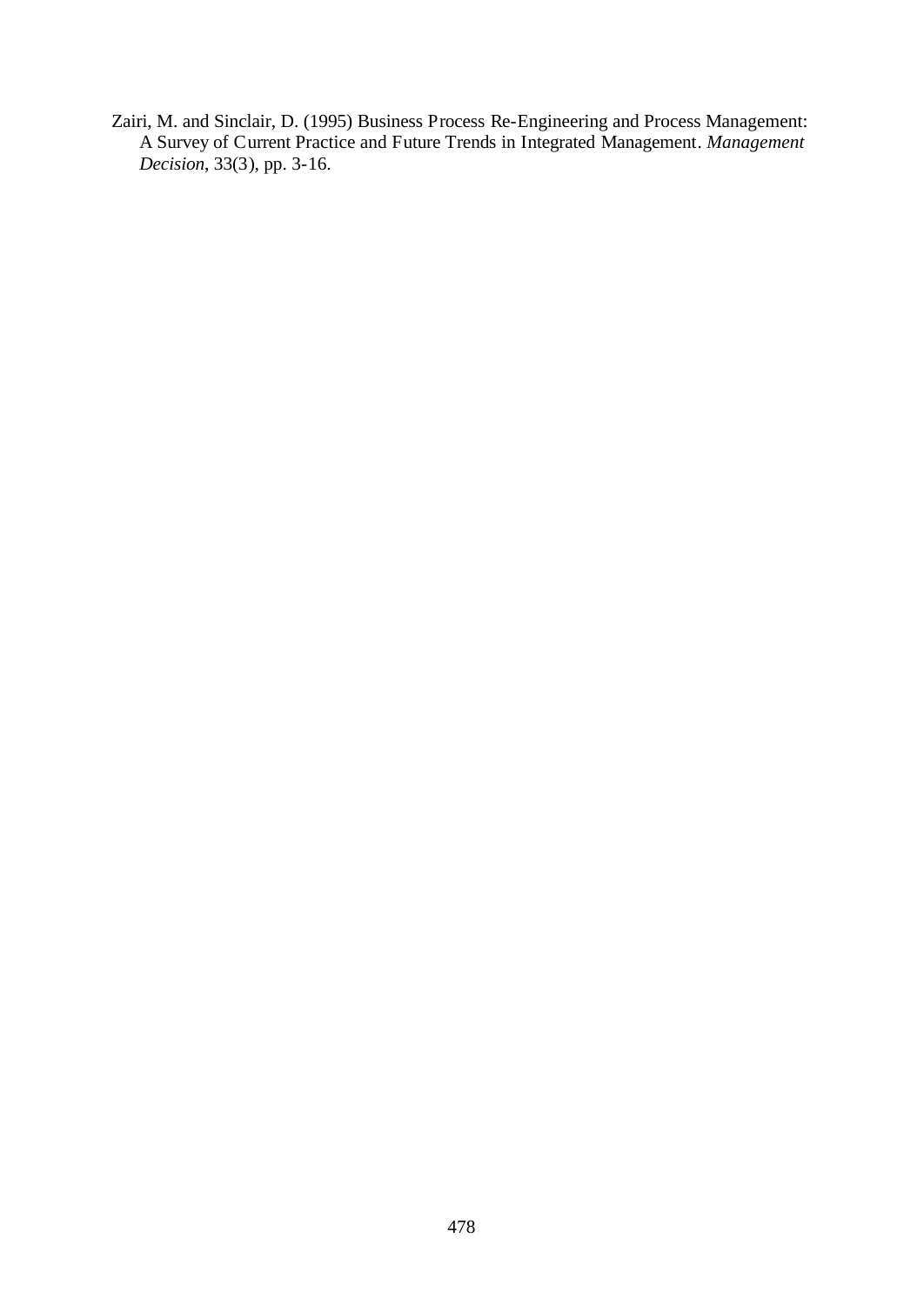Zairi, M. and Sinclair, D. (1995) Business Process Re-Engineering and Process Management: A Survey of Current Practice and Future Trends in Integrated Management. *Management Decision*, 33(3), pp. 3-16.